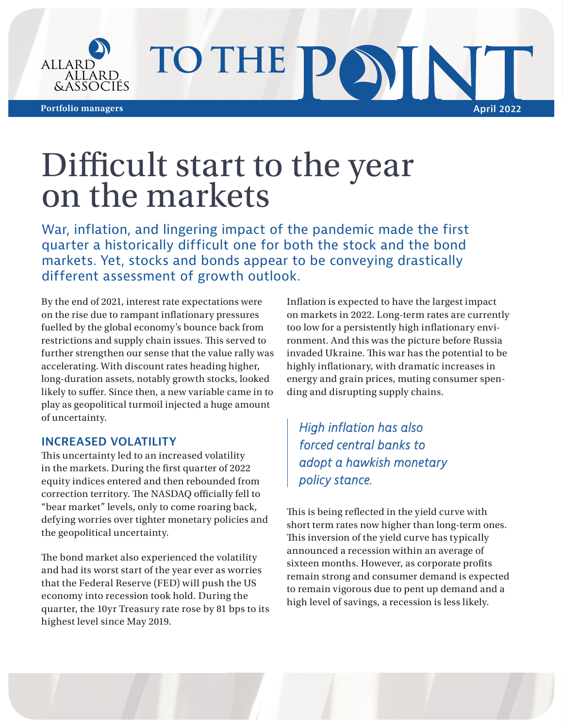ALLARD ALLARD &ASSOCIÉS

# TO THE POINT

Portfolio managers

April 2022

# Difficult start to the year on the markets

War, inflation, and lingering impact of the pandemic made the first quarter a historically difficult one for both the stock and the bond markets. Yet, stocks and bonds appear to be conveying drastically different assessment of growth outlook.

By the end of 2021, interest rate expectations were on the rise due to rampant inflationary pressures fuelled by the global economy's bounce back from restrictions and supply chain issues. This served to further strengthen our sense that the value rally was accelerating. With discount rates heading higher, long-duration assets, notably growth stocks, looked likely to suffer. Since then, a new variable came in to play as geopolitical turmoil injected a huge amount of uncertainty.

## INCREASED VOLATILITY

This uncertainty led to an increased volatility in the markets. During the first quarter of 2022 equity indices entered and then rebounded from correction territory. The NASDAQ officially fell to "bear market" levels, only to come roaring back, defying worries over tighter monetary policies and the geopolitical uncertainty.

The bond market also experienced the volatility and had its worst start of the year ever as worries that the Federal Reserve (FED) will push the US economy into recession took hold. During the quarter, the 10yr Treasury rate rose by 81 bps to its highest level since May 2019.

Inflation is expected to have the largest impact on markets in 2022. Long-term rates are currently too low for a persistently high inflationary environment. And this was the picture before Russia invaded Ukraine. This war has the potential to be highly inflationary, with dramatic increases in energy and grain prices, muting consumer spending and disrupting supply chains.

> *High inflation has also forced central banks to adopt a hawkish monetary policy stance.*

This is being reflected in the yield curve with short term rates now higher than long-term ones. This inversion of the yield curve has typically announced a recession within an average of sixteen months. However, as corporate profits remain strong and consumer demand is expected to remain vigorous due to pent up demand and a high level of savings, a recession is less likely.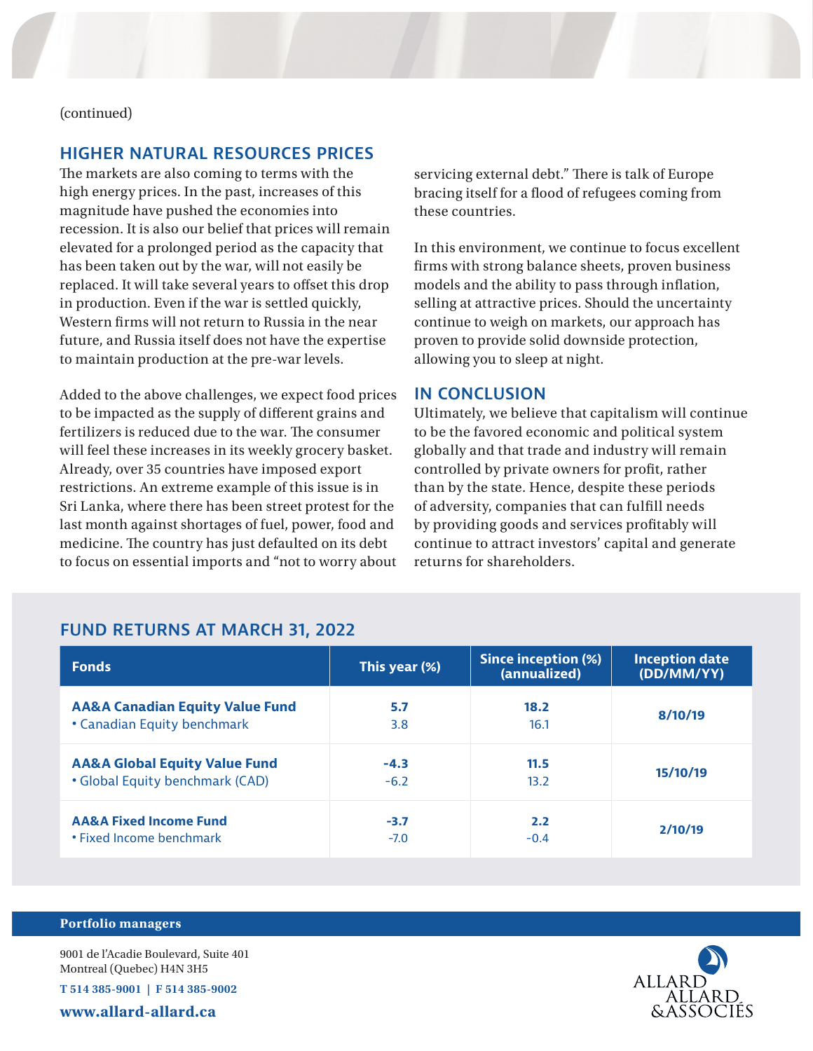(continued)

## HIGHER NATURAL RESOURCES PRICES

The markets are also coming to terms with the high energy prices. In the past, increases of this magnitude have pushed the economies into recession. It is also our belief that prices will remain elevated for a prolonged period as the capacity that has been taken out by the war, will not easily be replaced. It will take several years to offset this drop in production. Even if the war is settled quickly, Western firms will not return to Russia in the near future, and Russia itself does not have the expertise to maintain production at the pre-war levels.

Added to the above challenges, we expect food prices to be impacted as the supply of different grains and fertilizers is reduced due to the war. The consumer will feel these increases in its weekly grocery basket. Already, over 35 countries have imposed export restrictions. An extreme example of this issue is in Sri Lanka, where there has been street protest for the last month against shortages of fuel, power, food and medicine. The country has just defaulted on its debt to focus on essential imports and "not to worry about servicing external debt." There is talk of Europe bracing itself for a flood of refugees coming from these countries.

In this environment, we continue to focus excellent firms with strong balance sheets, proven business models and the ability to pass through inflation, selling at attractive prices. Should the uncertainty continue to weigh on markets, our approach has proven to provide solid downside protection, allowing you to sleep at night.

## IN CONCLUSION

Ultimately, we believe that capitalism will continue to be the favored economic and political system globally and that trade and industry will remain controlled by private owners for profit, rather than by the state. Hence, despite these periods of adversity, companies that can fulfill needs by providing goods and services profitably will continue to attract investors' capital and generate returns for shareholders.

## FUND RETURNS AT MARCH 31, 2022

| Fonds | This year (%) | Since inception (%) (annualized) | Inception date (DD/MM/YY) |
|---|---|---|---|
| **AA&A Canadian Equity Value Fund** | **5.7** | **18.2** | **8/10/19** |
| • Canadian Equity benchmark | 3.8 | 16.1 | |
| **AA&A Global Equity Value Fund** | **-4.3** | **11.5** | **15/10/19** |
| • Global Equity benchmark (CAD) | -6.2 | 13.2 | |
| **AA&A Fixed Income Fund** | **-3.7** | **2.2** | **2/10/19** |
| • Fixed Income benchmark | -7.0 | -0.4 | |

**Portfolio managers**

9001 de l'Acadie Boulevard, Suite 401
Montreal (Quebec) H4N 3H5

**T 514 385-9001 | F 514 385-9002**

**www.allard-allard.ca**

ALLARD ALLARD &ASSOCIÉS